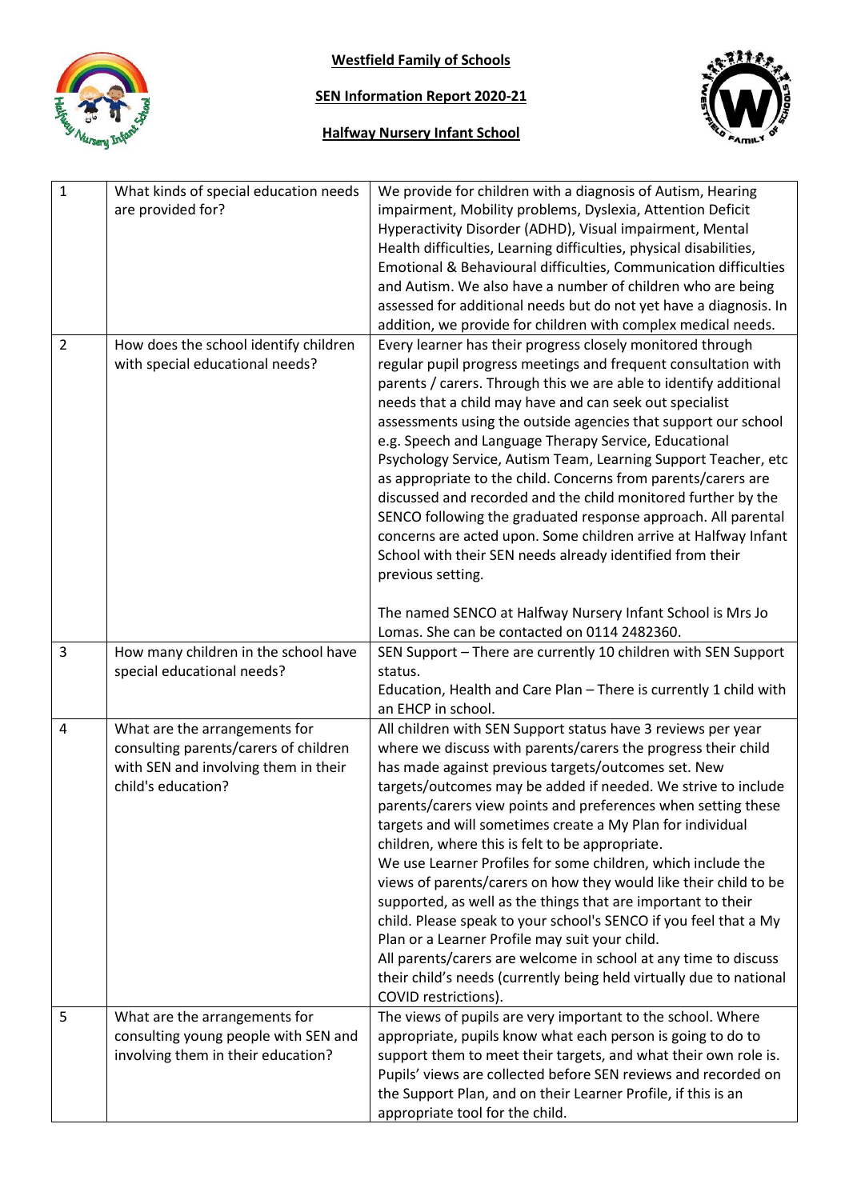**Westfield Family of Schools**

**SEN Information Report 2020-21**

**Halfway Nursery Infant School**

| 1 | What kinds of special education needs are provided for? | We provide for children with a diagnosis of Autism, Hearing impairment, Mobility problems, Dyslexia, Attention Deficit Hyperactivity Disorder (ADHD), Visual impairment, Mental Health difficulties, Learning difficulties, physical disabilities, Emotional & Behavioural difficulties, Communication difficulties and Autism. We also have a number of children who are being assessed for additional needs but do not yet have a diagnosis. In addition, we provide for children with complex medical needs. |
|---|---|---|
| 2 | How does the school identify children with special educational needs? | Every learner has their progress closely monitored through regular pupil progress meetings and frequent consultation with parents / carers. Through this we are able to identify additional needs that a child may have and can seek out specialist assessments using the outside agencies that support our school e.g. Speech and Language Therapy Service, Educational Psychology Service, Autism Team, Learning Support Teacher, etc as appropriate to the child. Concerns from parents/carers are discussed and recorded and the child monitored further by the SENCO following the graduated response approach. All parental concerns are acted upon. Some children arrive at Halfway Infant School with their SEN needs already identified from their previous setting.<br><br>The named SENCO at Halfway Nursery Infant School is Mrs Jo Lomas. She can be contacted on 0114 2482360. |
| 3 | How many children in the school have special educational needs? | SEN Support – There are currently 10 children with SEN Support status.<br>Education, Health and Care Plan – There is currently 1 child with an EHCP in school. |
| 4 | What are the arrangements for consulting parents/carers of children with SEN and involving them in their child's education? | All children with SEN Support status have 3 reviews per year where we discuss with parents/carers the progress their child has made against previous targets/outcomes set. New targets/outcomes may be added if needed. We strive to include parents/carers view points and preferences when setting these targets and will sometimes create a My Plan for individual children, where this is felt to be appropriate.<br>We use Learner Profiles for some children, which include the views of parents/carers on how they would like their child to be supported, as well as the things that are important to their child. Please speak to your school's SENCO if you feel that a My Plan or a Learner Profile may suit your child.<br>All parents/carers are welcome in school at any time to discuss their child's needs (currently being held virtually due to national COVID restrictions). |
| 5 | What are the arrangements for consulting young people with SEN and involving them in their education? | The views of pupils are very important to the school. Where appropriate, pupils know what each person is going to do to support them to meet their targets, and what their own role is. Pupils' views are collected before SEN reviews and recorded on the Support Plan, and on their Learner Profile, if this is an appropriate tool for the child. |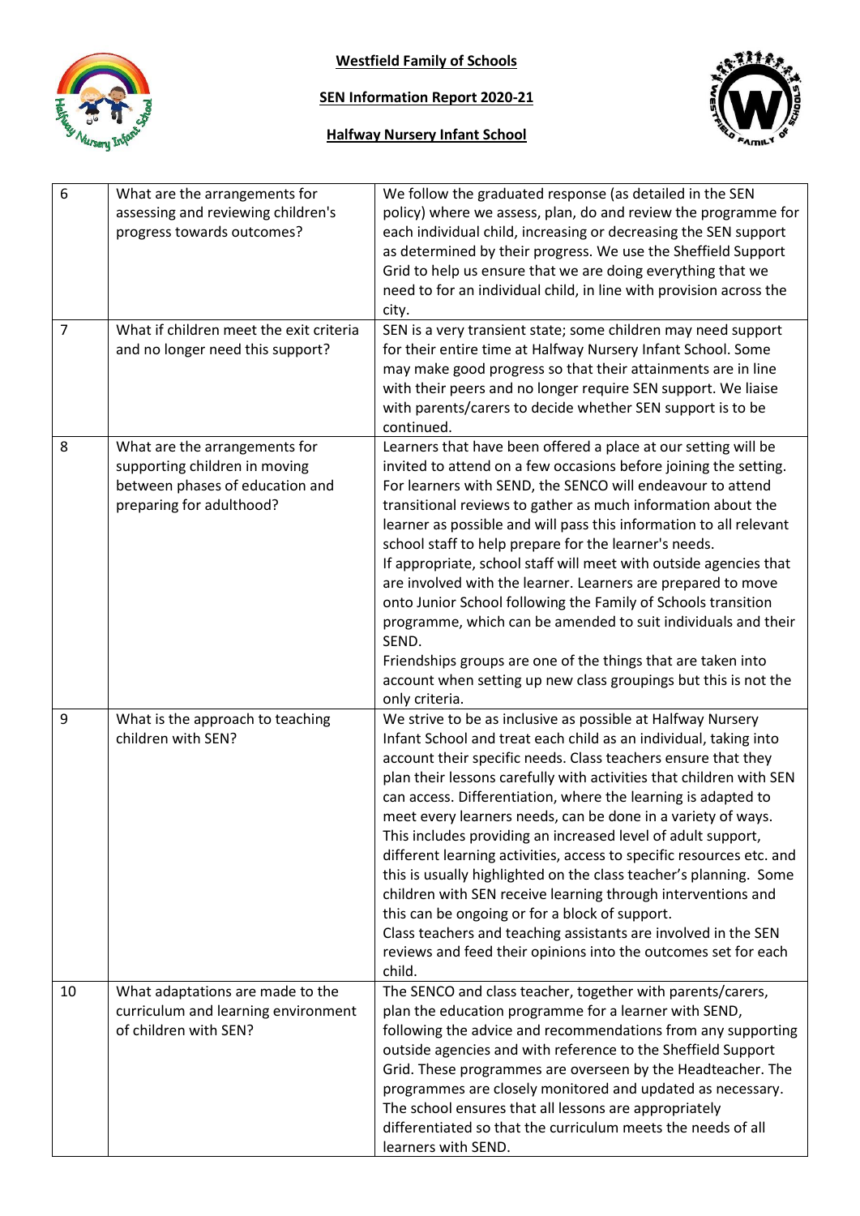**Westfield Family of Schools**

**SEN Information Report 2020-21**

**Halfway Nursery Infant School**

| | | |
|---|---|---|
| 6 | What are the arrangements for assessing and reviewing children's progress towards outcomes? | We follow the graduated response (as detailed in the SEN policy) where we assess, plan, do and review the programme for each individual child, increasing or decreasing the SEN support as determined by their progress. We use the Sheffield Support Grid to help us ensure that we are doing everything that we need to for an individual child, in line with provision across the city. |
| 7 | What if children meet the exit criteria and no longer need this support? | SEN is a very transient state; some children may need support for their entire time at Halfway Nursery Infant School. Some may make good progress so that their attainments are in line with their peers and no longer require SEN support. We liaise with parents/carers to decide whether SEN support is to be continued. |
| 8 | What are the arrangements for supporting children in moving between phases of education and preparing for adulthood? | Learners that have been offered a place at our setting will be invited to attend on a few occasions before joining the setting. For learners with SEND, the SENCO will endeavour to attend transitional reviews to gather as much information about the learner as possible and will pass this information to all relevant school staff to help prepare for the learner's needs.<br>If appropriate, school staff will meet with outside agencies that are involved with the learner. Learners are prepared to move onto Junior School following the Family of Schools transition programme, which can be amended to suit individuals and their SEND.<br>Friendships groups are one of the things that are taken into account when setting up new class groupings but this is not the only criteria. |
| 9 | What is the approach to teaching children with SEN? | We strive to be as inclusive as possible at Halfway Nursery Infant School and treat each child as an individual, taking into account their specific needs. Class teachers ensure that they plan their lessons carefully with activities that children with SEN can access. Differentiation, where the learning is adapted to meet every learners needs, can be done in a variety of ways. This includes providing an increased level of adult support, different learning activities, access to specific resources etc. and this is usually highlighted on the class teacher's planning. Some children with SEN receive learning through interventions and this can be ongoing or for a block of support.<br>Class teachers and teaching assistants are involved in the SEN reviews and feed their opinions into the outcomes set for each child. |
| 10 | What adaptations are made to the curriculum and learning environment of children with SEN? | The SENCO and class teacher, together with parents/carers, plan the education programme for a learner with SEND, following the advice and recommendations from any supporting outside agencies and with reference to the Sheffield Support Grid. These programmes are overseen by the Headteacher. The programmes are closely monitored and updated as necessary. The school ensures that all lessons are appropriately differentiated so that the curriculum meets the needs of all learners with SEND. |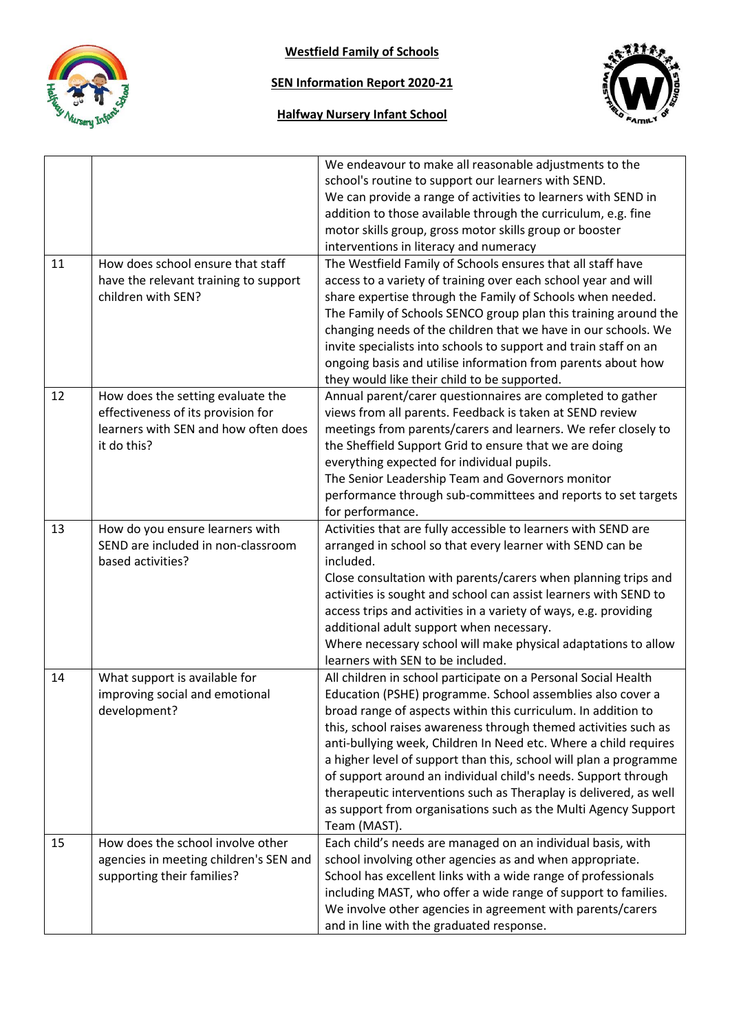**Westfield Family of Schools**

**SEN Information Report 2020-21**

**Halfway Nursery Infant School**

| | | |
|---|---|---|
| | | We endeavour to make all reasonable adjustments to the school's routine to support our learners with SEND.<br>We can provide a range of activities to learners with SEND in addition to those available through the curriculum, e.g. fine motor skills group, gross motor skills group or booster interventions in literacy and numeracy |
| 11 | How does school ensure that staff have the relevant training to support children with SEN? | The Westfield Family of Schools ensures that all staff have access to a variety of training over each school year and will share expertise through the Family of Schools when needed. The Family of Schools SENCO group plan this training around the changing needs of the children that we have in our schools. We invite specialists into schools to support and train staff on an ongoing basis and utilise information from parents about how they would like their child to be supported. |
| 12 | How does the setting evaluate the effectiveness of its provision for learners with SEN and how often does it do this? | Annual parent/carer questionnaires are completed to gather views from all parents. Feedback is taken at SEND review meetings from parents/carers and learners. We refer closely to the Sheffield Support Grid to ensure that we are doing everything expected for individual pupils.<br>The Senior Leadership Team and Governors monitor performance through sub-committees and reports to set targets for performance. |
| 13 | How do you ensure learners with SEND are included in non-classroom based activities? | Activities that are fully accessible to learners with SEND are arranged in school so that every learner with SEND can be included.<br>Close consultation with parents/carers when planning trips and activities is sought and school can assist learners with SEND to access trips and activities in a variety of ways, e.g. providing additional adult support when necessary.<br>Where necessary school will make physical adaptations to allow learners with SEN to be included. |
| 14 | What support is available for improving social and emotional development? | All children in school participate on a Personal Social Health Education (PSHE) programme. School assemblies also cover a broad range of aspects within this curriculum. In addition to this, school raises awareness through themed activities such as anti-bullying week, Children In Need etc. Where a child requires a higher level of support than this, school will plan a programme of support around an individual child's needs. Support through therapeutic interventions such as Theraplay is delivered, as well as support from organisations such as the Multi Agency Support Team (MAST). |
| 15 | How does the school involve other agencies in meeting children's SEN and supporting their families? | Each child's needs are managed on an individual basis, with school involving other agencies as and when appropriate. School has excellent links with a wide range of professionals including MAST, who offer a wide range of support to families. We involve other agencies in agreement with parents/carers and in line with the graduated response. |